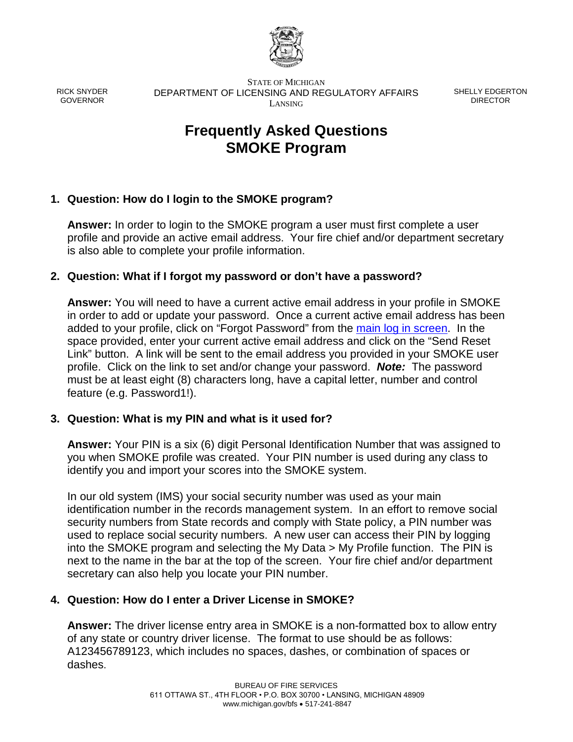RICK SNYDER
GOVERNOR

STATE OF MICHIGAN
DEPARTMENT OF LICENSING AND REGULATORY AFFAIRS
LANSING

SHELLY EDGERTON
DIRECTOR

# Frequently Asked Questions SMOKE Program

1. **Question: How do I login to the SMOKE program?**

   **Answer:** In order to login to the SMOKE program a user must first complete a user profile and provide an active email address. Your fire chief and/or department secretary is also able to complete your profile information.

2. **Question: What if I forgot my password or don't have a password?**

   **Answer:** You will need to have a current active email address in your profile in SMOKE in order to add or update your password. Once a current active email address has been added to your profile, click on "Forgot Password" from the main log in screen. In the space provided, enter your current active email address and click on the "Send Reset Link" button. A link will be sent to the email address you provided in your SMOKE user profile. Click on the link to set and/or change your password. ***Note:*** The password must be at least eight (8) characters long, have a capital letter, number and control feature (e.g. Password1!).

3. **Question: What is my PIN and what is it used for?**

   **Answer:** Your PIN is a six (6) digit Personal Identification Number that was assigned to you when SMOKE profile was created. Your PIN number is used during any class to identify you and import your scores into the SMOKE system.

   In our old system (IMS) your social security number was used as your main identification number in the records management system. In an effort to remove social security numbers from State records and comply with State policy, a PIN number was used to replace social security numbers. A new user can access their PIN by logging into the SMOKE program and selecting the My Data > My Profile function. The PIN is next to the name in the bar at the top of the screen. Your fire chief and/or department secretary can also help you locate your PIN number.

4. **Question: How do I enter a Driver License in SMOKE?**

   **Answer:** The driver license entry area in SMOKE is a non-formatted box to allow entry of any state or country driver license. The format to use should be as follows: A123456789123, which includes no spaces, dashes, or combination of spaces or dashes.

BUREAU OF FIRE SERVICES
611 OTTAWA ST., 4TH FLOOR • P.O. BOX 30700 • LANSING, MICHIGAN 48909
www.michigan.gov/bfs • 517-241-8847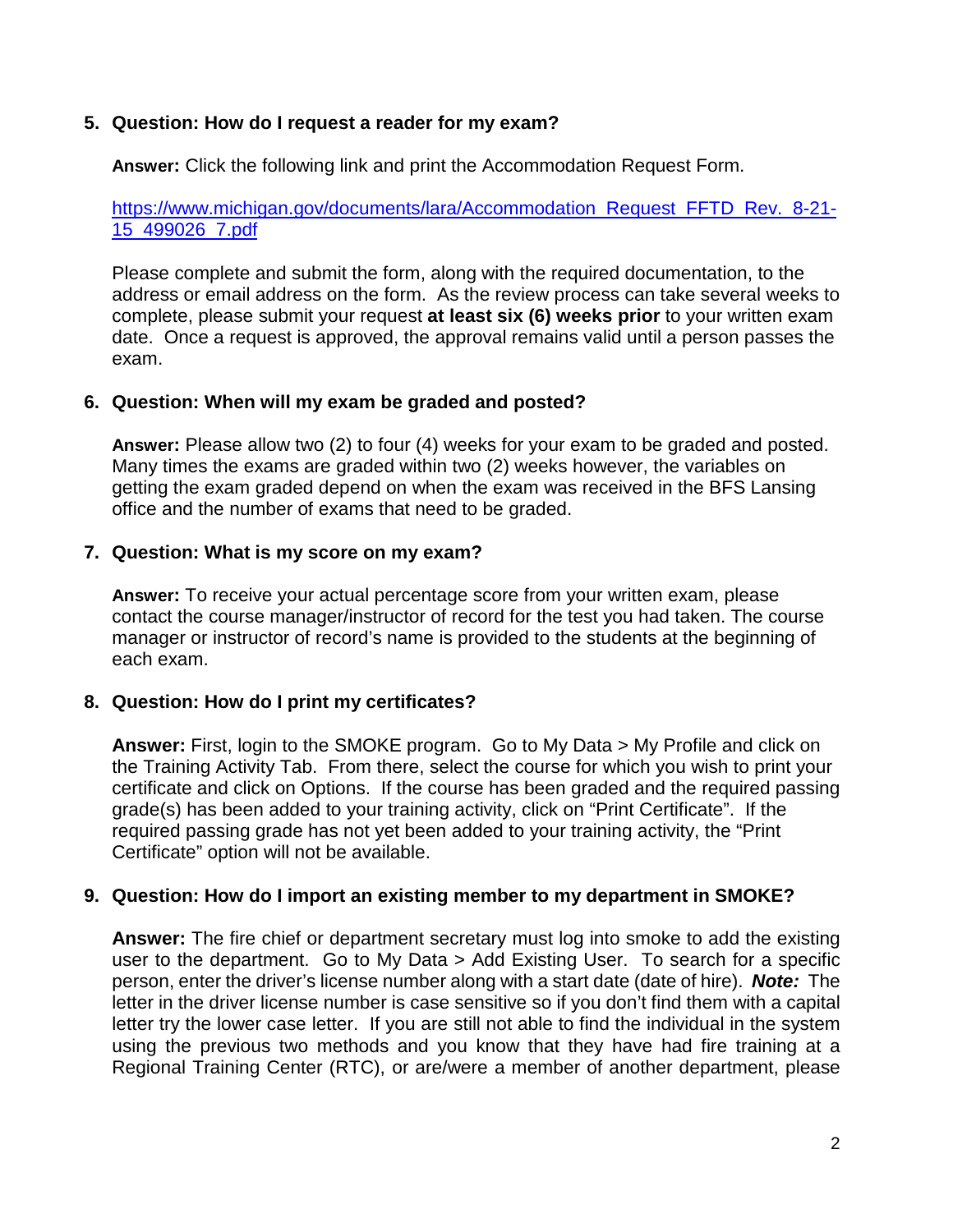5. **Question: How do I request a reader for my exam?**

   **Answer:** Click the following link and print the Accommodation Request Form.

   [https://www.michigan.gov/documents/lara/Accommodation_Request_FFTD_Rev._8-21-15_499026_7.pdf](https://www.michigan.gov/documents/lara/Accommodation_Request_FFTD_Rev._8-21-15_499026_7.pdf)

   Please complete and submit the form, along with the required documentation, to the address or email address on the form. As the review process can take several weeks to complete, please submit your request **at least six (6) weeks prior** to your written exam date. Once a request is approved, the approval remains valid until a person passes the exam.

6. **Question: When will my exam be graded and posted?**

   **Answer:** Please allow two (2) to four (4) weeks for your exam to be graded and posted. Many times the exams are graded within two (2) weeks however, the variables on getting the exam graded depend on when the exam was received in the BFS Lansing office and the number of exams that need to be graded.

7. **Question: What is my score on my exam?**

   **Answer:** To receive your actual percentage score from your written exam, please contact the course manager/instructor of record for the test you had taken. The course manager or instructor of record's name is provided to the students at the beginning of each exam.

8. **Question: How do I print my certificates?**

   **Answer:** First, login to the SMOKE program. Go to My Data > My Profile and click on the Training Activity Tab. From there, select the course for which you wish to print your certificate and click on Options. If the course has been graded and the required passing grade(s) has been added to your training activity, click on "Print Certificate". If the required passing grade has not yet been added to your training activity, the "Print Certificate" option will not be available.

9. **Question: How do I import an existing member to my department in SMOKE?**

   **Answer:** The fire chief or department secretary must log into smoke to add the existing user to the department. Go to My Data > Add Existing User. To search for a specific person, enter the driver's license number along with a start date (date of hire). ***Note:*** The letter in the driver license number is case sensitive so if you don't find them with a capital letter try the lower case letter. If you are still not able to find the individual in the system using the previous two methods and you know that they have had fire training at a Regional Training Center (RTC), or are/were a member of another department, please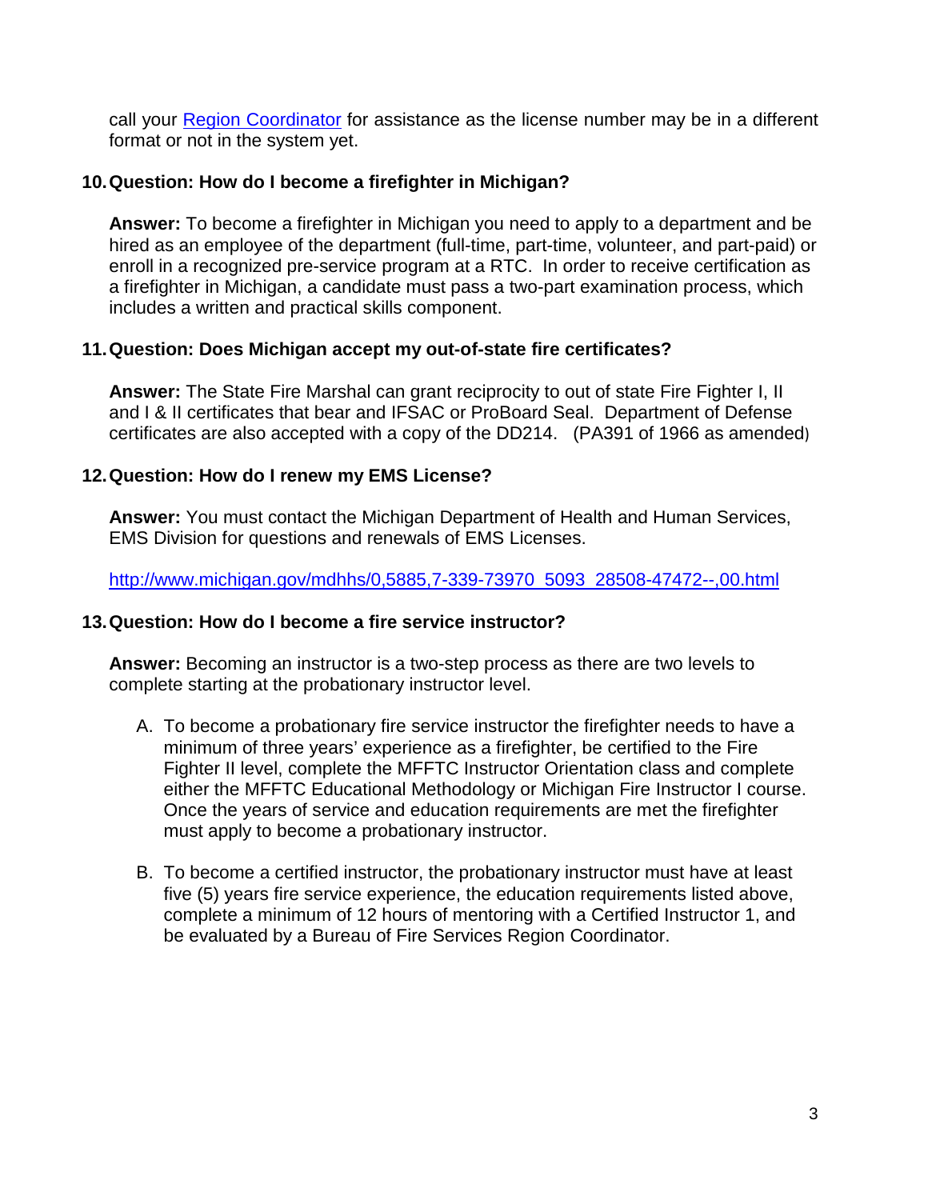call your [Region Coordinator](#) for assistance as the license number may be in a different format or not in the system yet.

**10. Question: How do I become a firefighter in Michigan?**

**Answer:** To become a firefighter in Michigan you need to apply to a department and be hired as an employee of the department (full-time, part-time, volunteer, and part-paid) or enroll in a recognized pre-service program at a RTC. In order to receive certification as a firefighter in Michigan, a candidate must pass a two-part examination process, which includes a written and practical skills component.

**11. Question: Does Michigan accept my out-of-state fire certificates?**

**Answer:** The State Fire Marshal can grant reciprocity to out of state Fire Fighter I, II and I & II certificates that bear and IFSAC or ProBoard Seal. Department of Defense certificates are also accepted with a copy of the DD214. (PA391 of 1966 as amended)

**12. Question: How do I renew my EMS License?**

**Answer:** You must contact the Michigan Department of Health and Human Services, EMS Division for questions and renewals of EMS Licenses.

http://www.michigan.gov/mdhhs/0,5885,7-339-73970_5093_28508-47472--,00.html

**13. Question: How do I become a fire service instructor?**

**Answer:** Becoming an instructor is a two-step process as there are two levels to complete starting at the probationary instructor level.

A. To become a probationary fire service instructor the firefighter needs to have a minimum of three years' experience as a firefighter, be certified to the Fire Fighter II level, complete the MFFTC Instructor Orientation class and complete either the MFFTC Educational Methodology or Michigan Fire Instructor I course. Once the years of service and education requirements are met the firefighter must apply to become a probationary instructor.

B. To become a certified instructor, the probationary instructor must have at least five (5) years fire service experience, the education requirements listed above, complete a minimum of 12 hours of mentoring with a Certified Instructor 1, and be evaluated by a Bureau of Fire Services Region Coordinator.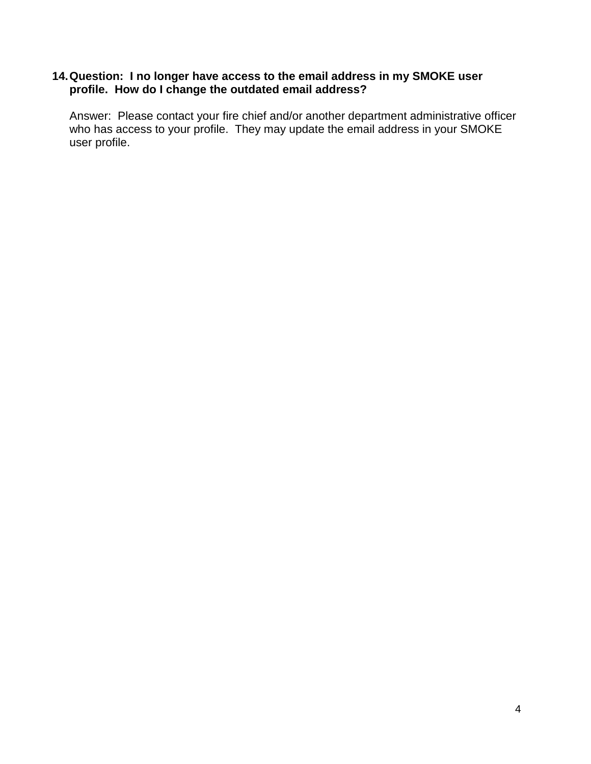14. **Question: I no longer have access to the email address in my SMOKE user profile. How do I change the outdated email address?**

    Answer: Please contact your fire chief and/or another department administrative officer who has access to your profile. They may update the email address in your SMOKE user profile.